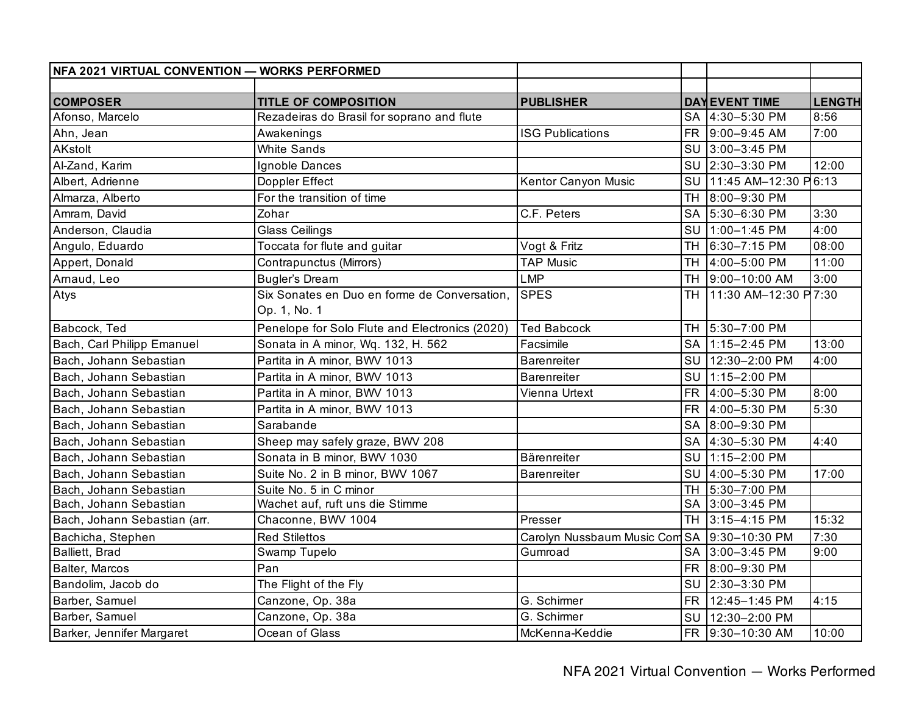| NFA 2021 VIRTUAL CONVENTION — WORKS PERFORMED | | | | | |
|---|---|---|---|---|---|
| | | | | | |
| **COMPOSER** | **TITLE OF COMPOSITION** | **PUBLISHER** | **DAY** | **EVENT TIME** | **LENGTH** |
| Afonso, Marcelo | Rezadeiras do Brasil for soprano and flute | | SA | 4:30–5:30 PM | 8:56 |
| Ahn, Jean | Awakenings | ISG Publications | FR | 9:00–9:45 AM | 7:00 |
| AKstolt | White Sands | | SU | 3:00–3:45 PM | |
| Al-Zand, Karim | Ignoble Dances | | SU | 2:30–3:30 PM | 12:00 |
| Albert, Adrienne | Doppler Effect | Kentor Canyon Music | SU | 11:45 AM–12:30 P | 6:13 |
| Almarza, Alberto | For the transition of time | | TH | 8:00–9:30 PM | |
| Amram, David | Zohar | C.F. Peters | SA | 5:30–6:30 PM | 3:30 |
| Anderson, Claudia | Glass Ceilings | | SU | 1:00–1:45 PM | 4:00 |
| Angulo, Eduardo | Toccata for flute and guitar | Vogt & Fritz | TH | 6:30–7:15 PM | 08:00 |
| Appert, Donald | Contrapunctus (Mirrors) | TAP Music | TH | 4:00–5:00 PM | 11:00 |
| Arnaud, Leo | Bugler's Dream | LMP | TH | 9:00–10:00 AM | 3:00 |
| Atys | Six Sonates en Duo en forme de Conversation, Op. 1, No. 1 | SPES | TH | 11:30 AM–12:30 P | 7:30 |
| Babcock, Ted | Penelope for Solo Flute and Electronics (2020) | Ted Babcock | TH | 5:30–7:00 PM | |
| Bach, Carl Philipp Emanuel | Sonata in A minor, Wq. 132, H. 562 | Facsimile | SA | 1:15–2:45 PM | 13:00 |
| Bach, Johann Sebastian | Partita in A minor, BWV 1013 | Barenreiter | SU | 12:30–2:00 PM | 4:00 |
| Bach, Johann Sebastian | Partita in A minor, BWV 1013 | Barenreiter | SU | 1:15–2:00 PM | |
| Bach, Johann Sebastian | Partita in A minor, BWV 1013 | Vienna Urtext | FR | 4:00–5:30 PM | 8:00 |
| Bach, Johann Sebastian | Partita in A minor, BWV 1013 | | FR | 4:00–5:30 PM | 5:30 |
| Bach, Johann Sebastian | Sarabande | | SA | 8:00–9:30 PM | |
| Bach, Johann Sebastian | Sheep may safely graze, BWV 208 | | SA | 4:30–5:30 PM | 4:40 |
| Bach, Johann Sebastian | Sonata in B minor, BWV 1030 | Bärenreiter | SU | 1:15–2:00 PM | |
| Bach, Johann Sebastian | Suite No. 2 in B minor, BWV 1067 | Barenreiter | SU | 4:00–5:30 PM | 17:00 |
| Bach, Johann Sebastian | Suite No. 5 in C minor | | TH | 5:30–7:00 PM | |
| Bach, Johann Sebastian | Wachet auf, ruft uns die Stimme | | SA | 3:00–3:45 PM | |
| Bach, Johann Sebastian (arr. | Chaconne, BWV 1004 | Presser | TH | 3:15–4:15 PM | 15:32 |
| Bachicha, Stephen | Red Stilettos | Carolyn Nussbaum Music Com | SA | 9:30–10:30 PM | 7:30 |
| Balliett, Brad | Swamp Tupelo | Gumroad | SA | 3:00–3:45 PM | 9:00 |
| Balter, Marcos | Pan | | FR | 8:00–9:30 PM | |
| Bandolim, Jacob do | The Flight of the Fly | | SU | 2:30–3:30 PM | |
| Barber, Samuel | Canzone, Op. 38a | G. Schirmer | FR | 12:45–1:45 PM | 4:15 |
| Barber, Samuel | Canzone, Op. 38a | G. Schirmer | SU | 12:30–2:00 PM | |
| Barker, Jennifer Margaret | Ocean of Glass | McKenna-Keddie | FR | 9:30–10:30 AM | 10:00 |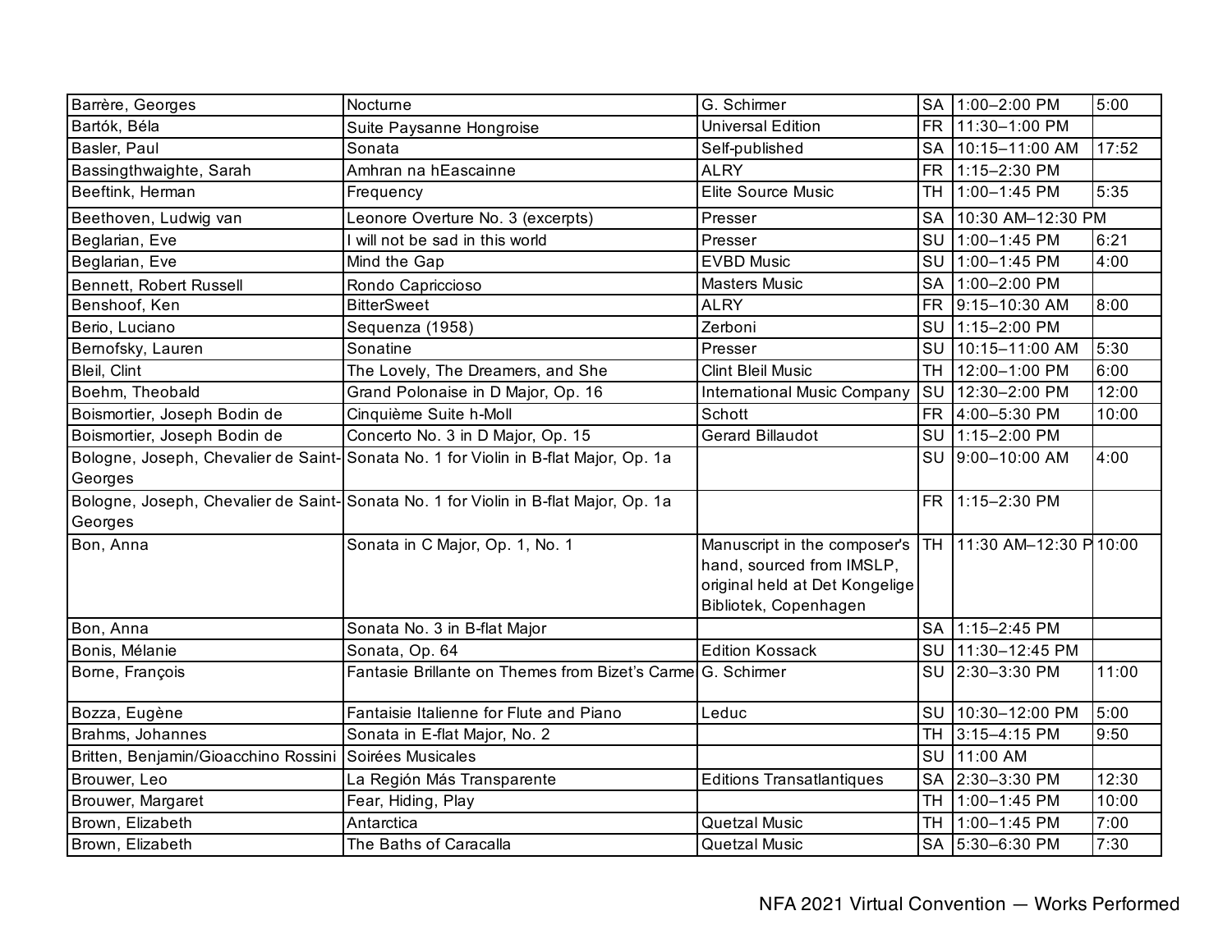| | | | | | |
|---|---|---|---|---|---|
| Barrère, Georges | Nocturne | G. Schirmer | SA | 1:00–2:00 PM | 5:00 |
| Bartók, Béla | Suite Paysanne Hongroise | Universal Edition | FR | 11:30–1:00 PM | |
| Basler, Paul | Sonata | Self-published | SA | 10:15–11:00 AM | 17:52 |
| Bassingthwaighte, Sarah | Amhran na hEascainne | ALRY | FR | 1:15–2:30 PM | |
| Beeftink, Herman | Frequency | Elite Source Music | TH | 1:00–1:45 PM | 5:35 |
| Beethoven, Ludwig van | Leonore Overture No. 3 (excerpts) | Presser | SA | 10:30 AM–12:30 PM | |
| Beglarian, Eve | I will not be sad in this world | Presser | SU | 1:00–1:45 PM | 6:21 |
| Beglarian, Eve | Mind the Gap | EVBD Music | SU | 1:00–1:45 PM | 4:00 |
| Bennett, Robert Russell | Rondo Capriccioso | Masters Music | SA | 1:00–2:00 PM | |
| Benshoof, Ken | BitterSweet | ALRY | FR | 9:15–10:30 AM | 8:00 |
| Berio, Luciano | Sequenza (1958) | Zerboni | SU | 1:15–2:00 PM | |
| Bernofsky, Lauren | Sonatine | Presser | SU | 10:15–11:00 AM | 5:30 |
| Bleil, Clint | The Lovely, The Dreamers, and She | Clint Bleil Music | TH | 12:00–1:00 PM | 6:00 |
| Boehm, Theobald | Grand Polonaise in D Major, Op. 16 | International Music Company | SU | 12:30–2:00 PM | 12:00 |
| Boismortier, Joseph Bodin de | Cinquième Suite h-Moll | Schott | FR | 4:00–5:30 PM | 10:00 |
| Boismortier, Joseph Bodin de | Concerto No. 3 in D Major, Op. 15 | Gerard Billaudot | SU | 1:15–2:00 PM | |
| Bologne, Joseph, Chevalier de Saint-Georges | Sonata No. 1 for Violin in B-flat Major, Op. 1a | | SU | 9:00–10:00 AM | 4:00 |
| Bologne, Joseph, Chevalier de Saint-Georges | Sonata No. 1 for Violin in B-flat Major, Op. 1a | | FR | 1:15–2:30 PM | |
| Bon, Anna | Sonata in C Major, Op. 1, No. 1 | Manuscript in the composer's hand, sourced from IMSLP, original held at Det Kongelige Bibliotek, Copenhagen | TH | 11:30 AM–12:30 P | 10:00 |
| Bon, Anna | Sonata No. 3 in B-flat Major | | SA | 1:15–2:45 PM | |
| Bonis, Mélanie | Sonata, Op. 64 | Edition Kossack | SU | 11:30–12:45 PM | |
| Borne, François | Fantasie Brillante on Themes from Bizet's Carme | G. Schirmer | SU | 2:30–3:30 PM | 11:00 |
| Bozza, Eugène | Fantaisie Italienne for Flute and Piano | Leduc | SU | 10:30–12:00 PM | 5:00 |
| Brahms, Johannes | Sonata in E-flat Major, No. 2 | | TH | 3:15–4:15 PM | 9:50 |
| Britten, Benjamin/Gioacchino Rossini | Soirées Musicales | | SU | 11:00 AM | |
| Brouwer, Leo | La Región Más Transparente | Editions Transatlantiques | SA | 2:30–3:30 PM | 12:30 |
| Brouwer, Margaret | Fear, Hiding, Play | | TH | 1:00–1:45 PM | 10:00 |
| Brown, Elizabeth | Antarctica | Quetzal Music | TH | 1:00–1:45 PM | 7:00 |
| Brown, Elizabeth | The Baths of Caracalla | Quetzal Music | SA | 5:30–6:30 PM | 7:30 |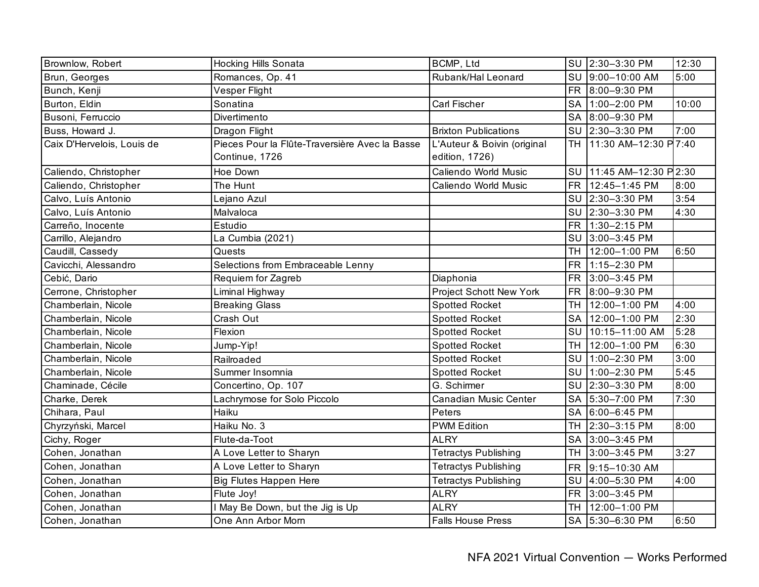| Brownlow, Robert | Hocking Hills Sonata | BCMP, Ltd | SU | 2:30–3:30 PM | 12:30 |
|---|---|---|---|---|---|
| Brun, Georges | Romances, Op. 41 | Rubank/Hal Leonard | SU | 9:00–10:00 AM | 5:00 |
| Bunch, Kenji | Vesper Flight | | FR | 8:00–9:30 PM | |
| Burton, Eldin | Sonatina | Carl Fischer | SA | 1:00–2:00 PM | 10:00 |
| Busoni, Ferruccio | Divertimento | | SA | 8:00–9:30 PM | |
| Buss, Howard J. | Dragon Flight | Brixton Publications | SU | 2:30–3:30 PM | 7:00 |
| Caix D'Hervelois, Louis de | Pieces Pour la Flûte-Traversière Avec la Basse Continue, 1726 | L'Auteur & Boivin (original edition, 1726) | TH | 11:30 AM–12:30 P | 7:40 |
| Caliendo, Christopher | Hoe Down | Caliendo World Music | SU | 11:45 AM–12:30 P | 2:30 |
| Caliendo, Christopher | The Hunt | Caliendo World Music | FR | 12:45–1:45 PM | 8:00 |
| Calvo, Luís Antonio | Lejano Azul | | SU | 2:30–3:30 PM | 3:54 |
| Calvo, Luís Antonio | Malvaloca | | SU | 2:30–3:30 PM | 4:30 |
| Carreño, Inocente | Estudio | | FR | 1:30–2:15 PM | |
| Carrillo, Alejandro | La Cumbia (2021) | | SU | 3:00–3:45 PM | |
| Caudill, Cassedy | Quests | | TH | 12:00–1:00 PM | 6:50 |
| Cavicchi, Alessandro | Selections from Embraceable Lenny | | FR | 1:15–2:30 PM | |
| Cebić, Dario | Requiem for Zagreb | Diaphonia | FR | 3:00–3:45 PM | |
| Cerrone, Christopher | Liminal Highway | Project Schott New York | FR | 8:00–9:30 PM | |
| Chamberlain, Nicole | Breaking Glass | Spotted Rocket | TH | 12:00–1:00 PM | 4:00 |
| Chamberlain, Nicole | Crash Out | Spotted Rocket | SA | 12:00–1:00 PM | 2:30 |
| Chamberlain, Nicole | Flexion | Spotted Rocket | SU | 10:15–11:00 AM | 5:28 |
| Chamberlain, Nicole | Jump-Yip! | Spotted Rocket | TH | 12:00–1:00 PM | 6:30 |
| Chamberlain, Nicole | Railroaded | Spotted Rocket | SU | 1:00–2:30 PM | 3:00 |
| Chamberlain, Nicole | Summer Insomnia | Spotted Rocket | SU | 1:00–2:30 PM | 5:45 |
| Chaminade, Cécile | Concertino, Op. 107 | G. Schirmer | SU | 2:30–3:30 PM | 8:00 |
| Charke, Derek | Lachrymose for Solo Piccolo | Canadian Music Center | SA | 5:30–7:00 PM | 7:30 |
| Chihara, Paul | Haiku | Peters | SA | 6:00–6:45 PM | |
| Chyrzyński, Marcel | Haiku No. 3 | PWM Edition | TH | 2:30–3:15 PM | 8:00 |
| Cichy, Roger | Flute-da-Toot | ALRY | SA | 3:00–3:45 PM | |
| Cohen, Jonathan | A Love Letter to Sharyn | Tetractys Publishing | TH | 3:00–3:45 PM | 3:27 |
| Cohen, Jonathan | A Love Letter to Sharyn | Tetractys Publishing | FR | 9:15–10:30 AM | |
| Cohen, Jonathan | Big Flutes Happen Here | Tetractys Publishing | SU | 4:00–5:30 PM | 4:00 |
| Cohen, Jonathan | Flute Joy! | ALRY | FR | 3:00–3:45 PM | |
| Cohen, Jonathan | I May Be Down, but the Jig is Up | ALRY | TH | 12:00–1:00 PM | |
| Cohen, Jonathan | One Ann Arbor Morn | Falls House Press | SA | 5:30–6:30 PM | 6:50 |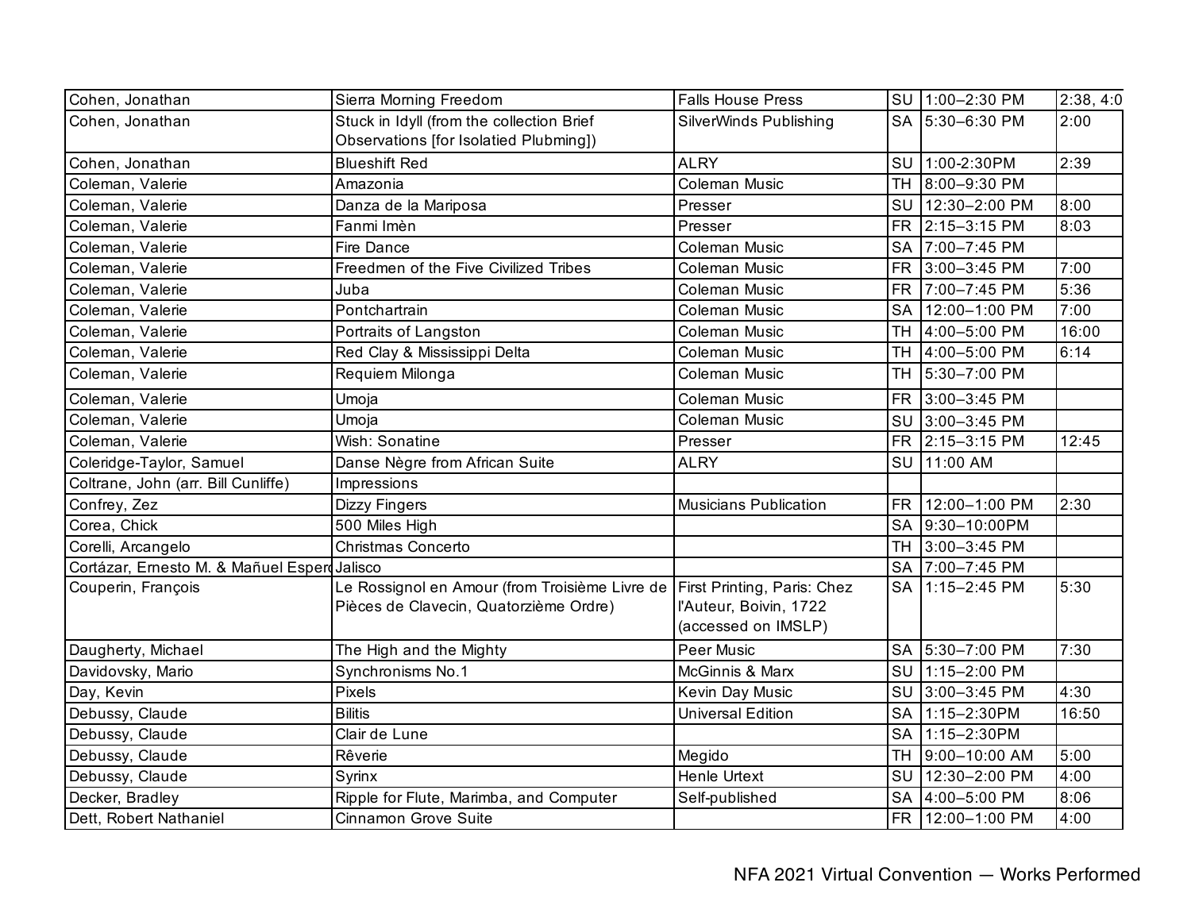| | | | | | |
|---|---|---|---|---|---|
| Cohen, Jonathan | Sierra Morning Freedom | Falls House Press | SU | 1:00–2:30 PM | 2:38, 4:0 |
| Cohen, Jonathan | Stuck in Idyll (from the collection Brief Observations [for Isolatied Plubming]) | SilverWinds Publishing | SA | 5:30–6:30 PM | 2:00 |
| Cohen, Jonathan | Blueshift Red | ALRY | SU | 1:00-2:30PM | 2:39 |
| Coleman, Valerie | Amazonia | Coleman Music | TH | 8:00–9:30 PM | |
| Coleman, Valerie | Danza de la Mariposa | Presser | SU | 12:30–2:00 PM | 8:00 |
| Coleman, Valerie | Fanmi Imèn | Presser | FR | 2:15–3:15 PM | 8:03 |
| Coleman, Valerie | Fire Dance | Coleman Music | SA | 7:00–7:45 PM | |
| Coleman, Valerie | Freedmen of the Five Civilized Tribes | Coleman Music | FR | 3:00–3:45 PM | 7:00 |
| Coleman, Valerie | Juba | Coleman Music | FR | 7:00–7:45 PM | 5:36 |
| Coleman, Valerie | Pontchartrain | Coleman Music | SA | 12:00–1:00 PM | 7:00 |
| Coleman, Valerie | Portraits of Langston | Coleman Music | TH | 4:00–5:00 PM | 16:00 |
| Coleman, Valerie | Red Clay & Mississippi Delta | Coleman Music | TH | 4:00–5:00 PM | 6:14 |
| Coleman, Valerie | Requiem Milonga | Coleman Music | TH | 5:30–7:00 PM | |
| Coleman, Valerie | Umoja | Coleman Music | FR | 3:00–3:45 PM | |
| Coleman, Valerie | Umoja | Coleman Music | SU | 3:00–3:45 PM | |
| Coleman, Valerie | Wish: Sonatine | Presser | FR | 2:15–3:15 PM | 12:45 |
| Coleridge-Taylor, Samuel | Danse Nègre from African Suite | ALRY | SU | 11:00 AM | |
| Coltrane, John (arr. Bill Cunliffe) | Impressions | | | | |
| Confrey, Zez | Dizzy Fingers | Musicians Publication | FR | 12:00–1:00 PM | 2:30 |
| Corea, Chick | 500 Miles High | | SA | 9:30–10:00PM | |
| Corelli, Arcangelo | Christmas Concerto | | TH | 3:00–3:45 PM | |
| Cortázar, Ernesto M. & Mañuel Esper | Jalisco | | SA | 7:00–7:45 PM | |
| Couperin, François | Le Rossignol en Amour (from Troisième Livre de Pièces de Clavecin, Quatorzième Ordre) | First Printing, Paris: Chez l'Auteur, Boivin, 1722 (accessed on IMSLP) | SA | 1:15–2:45 PM | 5:30 |
| Daugherty, Michael | The High and the Mighty | Peer Music | SA | 5:30–7:00 PM | 7:30 |
| Davidovsky, Mario | Synchronisms No.1 | McGinnis & Marx | SU | 1:15–2:00 PM | |
| Day, Kevin | Pixels | Kevin Day Music | SU | 3:00–3:45 PM | 4:30 |
| Debussy, Claude | Bilitis | Universal Edition | SA | 1:15–2:30PM | 16:50 |
| Debussy, Claude | Clair de Lune | | SA | 1:15–2:30PM | |
| Debussy, Claude | Rêverie | Megido | TH | 9:00–10:00 AM | 5:00 |
| Debussy, Claude | Syrinx | Henle Urtext | SU | 12:30–2:00 PM | 4:00 |
| Decker, Bradley | Ripple for Flute, Marimba, and Computer | Self-published | SA | 4:00–5:00 PM | 8:06 |
| Dett, Robert Nathaniel | Cinnamon Grove Suite | | FR | 12:00–1:00 PM | 4:00 |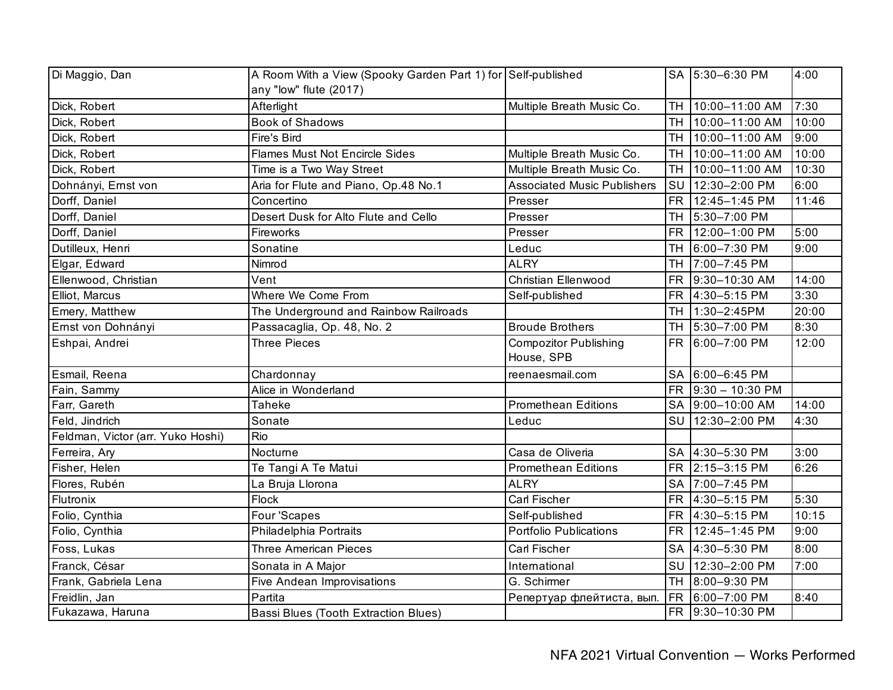| Di Maggio, Dan | A Room With a View (Spooky Garden Part 1) for any "low" flute (2017) | Self-published | SA | 5:30–6:30 PM | 4:00 |
|---|---|---|---|---|---|
| Dick, Robert | Afterlight | Multiple Breath Music Co. | TH | 10:00–11:00 AM | 7:30 |
| Dick, Robert | Book of Shadows | | TH | 10:00–11:00 AM | 10:00 |
| Dick, Robert | Fire's Bird | | TH | 10:00–11:00 AM | 9:00 |
| Dick, Robert | Flames Must Not Encircle Sides | Multiple Breath Music Co. | TH | 10:00–11:00 AM | 10:00 |
| Dick, Robert | Time is a Two Way Street | Multiple Breath Music Co. | TH | 10:00–11:00 AM | 10:30 |
| Dohnányi, Ernst von | Aria for Flute and Piano, Op.48 No.1 | Associated Music Publishers | SU | 12:30–2:00 PM | 6:00 |
| Dorff, Daniel | Concertino | Presser | FR | 12:45–1:45 PM | 11:46 |
| Dorff, Daniel | Desert Dusk for Alto Flute and Cello | Presser | TH | 5:30–7:00 PM | |
| Dorff, Daniel | Fireworks | Presser | FR | 12:00–1:00 PM | 5:00 |
| Dutilleux, Henri | Sonatine | Leduc | TH | 6:00–7:30 PM | 9:00 |
| Elgar, Edward | Nimrod | ALRY | TH | 7:00–7:45 PM | |
| Ellenwood, Christian | Vent | Christian Ellenwood | FR | 9:30–10:30 AM | 14:00 |
| Elliot, Marcus | Where We Come From | Self-published | FR | 4:30–5:15 PM | 3:30 |
| Emery, Matthew | The Underground and Rainbow Railroads | | TH | 1:30–2:45PM | 20:00 |
| Ernst von Dohnányi | Passacaglia, Op. 48, No. 2 | Broude Brothers | TH | 5:30–7:00 PM | 8:30 |
| Eshpai, Andrei | Three Pieces | Compozitor Publishing House, SPB | FR | 6:00–7:00 PM | 12:00 |
| Esmail, Reena | Chardonnay | reenaesmail.com | SA | 6:00–6:45 PM | |
| Fain, Sammy | Alice in Wonderland | | FR | 9:30 – 10:30 PM | |
| Farr, Gareth | Taheke | Promethean Editions | SA | 9:00–10:00 AM | 14:00 |
| Feld, Jindrich | Sonate | Leduc | SU | 12:30–2:00 PM | 4:30 |
| Feldman, Victor (arr. Yuko Hoshi) | Rio | | | | |
| Ferreira, Ary | Nocturne | Casa de Oliveria | SA | 4:30–5:30 PM | 3:00 |
| Fisher, Helen | Te Tangi A Te Matui | Promethean Editions | FR | 2:15–3:15 PM | 6:26 |
| Flores, Rubén | La Bruja Llorona | ALRY | SA | 7:00–7:45 PM | |
| Flutronix | Flock | Carl Fischer | FR | 4:30–5:15 PM | 5:30 |
| Folio, Cynthia | Four 'Scapes | Self-published | FR | 4:30–5:15 PM | 10:15 |
| Folio, Cynthia | Philadelphia Portraits | Portfolio Publications | FR | 12:45–1:45 PM | 9:00 |
| Foss, Lukas | Three American Pieces | Carl Fischer | SA | 4:30–5:30 PM | 8:00 |
| Franck, César | Sonata in A Major | International | SU | 12:30–2:00 PM | 7:00 |
| Frank, Gabriela Lena | Five Andean Improvisations | G. Schirmer | TH | 8:00–9:30 PM | |
| Freidlin, Jan | Partita | Репертуар флейтиста, вып. | FR | 6:00–7:00 PM | 8:40 |
| Fukazawa, Haruna | Bassi Blues (Tooth Extraction Blues) | | FR | 9:30–10:30 PM | |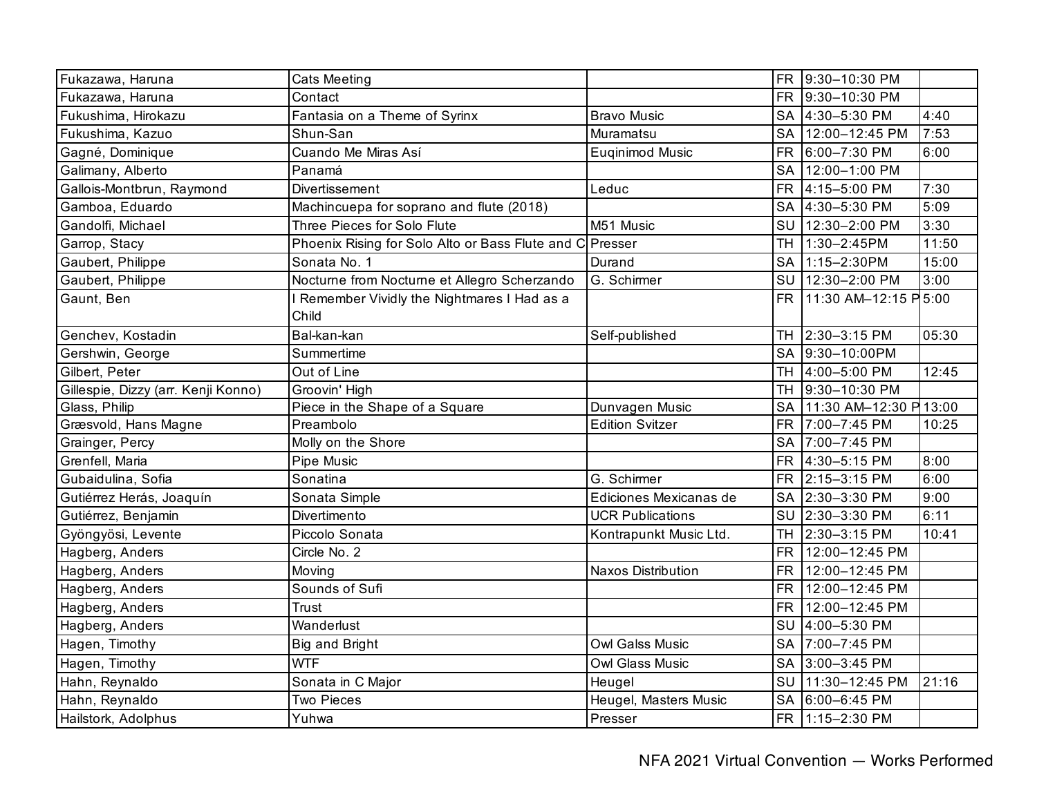| | | | | | |
|---|---|---|---|---|---|
| Fukazawa, Haruna | Cats Meeting | | FR | 9:30–10:30 PM | |
| Fukazawa, Haruna | Contact | | FR | 9:30–10:30 PM | |
| Fukushima, Hirokazu | Fantasia on a Theme of Syrinx | Bravo Music | SA | 4:30–5:30 PM | 4:40 |
| Fukushima, Kazuo | Shun-San | Muramatsu | SA | 12:00–12:45 PM | 7:53 |
| Gagné, Dominique | Cuando Me Miras Así | Euqinimod Music | FR | 6:00–7:30 PM | 6:00 |
| Galimany, Alberto | Panamá | | SA | 12:00–1:00 PM | |
| Gallois-Montbrun, Raymond | Divertissement | Leduc | FR | 4:15–5:00 PM | 7:30 |
| Gamboa, Eduardo | Machincuepa for soprano and flute (2018) | | SA | 4:30–5:30 PM | 5:09 |
| Gandolfi, Michael | Three Pieces for Solo Flute | M51 Music | SU | 12:30–2:00 PM | 3:30 |
| Garrop, Stacy | Phoenix Rising for Solo Alto or Bass Flute and C | Presser | TH | 1:30–2:45PM | 11:50 |
| Gaubert, Philippe | Sonata No. 1 | Durand | SA | 1:15–2:30PM | 15:00 |
| Gaubert, Philippe | Nocturne from Nocturne et Allegro Scherzando | G. Schirmer | SU | 12:30–2:00 PM | 3:00 |
| Gaunt, Ben | I Remember Vividly the Nightmares I Had as a Child | | FR | 11:30 AM–12:15 P | 5:00 |
| Genchev, Kostadin | Bal-kan-kan | Self-published | TH | 2:30–3:15 PM | 05:30 |
| Gershwin, George | Summertime | | SA | 9:30–10:00PM | |
| Gilbert, Peter | Out of Line | | TH | 4:00–5:00 PM | 12:45 |
| Gillespie, Dizzy (arr. Kenji Konno) | Groovin' High | | TH | 9:30–10:30 PM | |
| Glass, Philip | Piece in the Shape of a Square | Dunvagen Music | SA | 11:30 AM–12:30 P | 13:00 |
| Græsvold, Hans Magne | Preambolo | Edition Svitzer | FR | 7:00–7:45 PM | 10:25 |
| Grainger, Percy | Molly on the Shore | | SA | 7:00–7:45 PM | |
| Grenfell, Maria | Pipe Music | | FR | 4:30–5:15 PM | 8:00 |
| Gubaidulina, Sofia | Sonatina | G. Schirmer | FR | 2:15–3:15 PM | 6:00 |
| Gutiérrez Herás, Joaquín | Sonata Simple | Ediciones Mexicanas de | SA | 2:30–3:30 PM | 9:00 |
| Gutiérrez, Benjamin | Divertimento | UCR Publications | SU | 2:30–3:30 PM | 6:11 |
| Gyöngyösi, Levente | Piccolo Sonata | Kontrapunkt Music Ltd. | TH | 2:30–3:15 PM | 10:41 |
| Hagberg, Anders | Circle No. 2 | | FR | 12:00–12:45 PM | |
| Hagberg, Anders | Moving | Naxos Distribution | FR | 12:00–12:45 PM | |
| Hagberg, Anders | Sounds of Sufi | | FR | 12:00–12:45 PM | |
| Hagberg, Anders | Trust | | FR | 12:00–12:45 PM | |
| Hagberg, Anders | Wanderlust | | SU | 4:00–5:30 PM | |
| Hagen, Timothy | Big and Bright | Owl Galss Music | SA | 7:00–7:45 PM | |
| Hagen, Timothy | WTF | Owl Glass Music | SA | 3:00–3:45 PM | |
| Hahn, Reynaldo | Sonata in C Major | Heugel | SU | 11:30–12:45 PM | 21:16 |
| Hahn, Reynaldo | Two Pieces | Heugel, Masters Music | SA | 6:00–6:45 PM | |
| Hailstork, Adolphus | Yuhwa | Presser | FR | 1:15–2:30 PM | |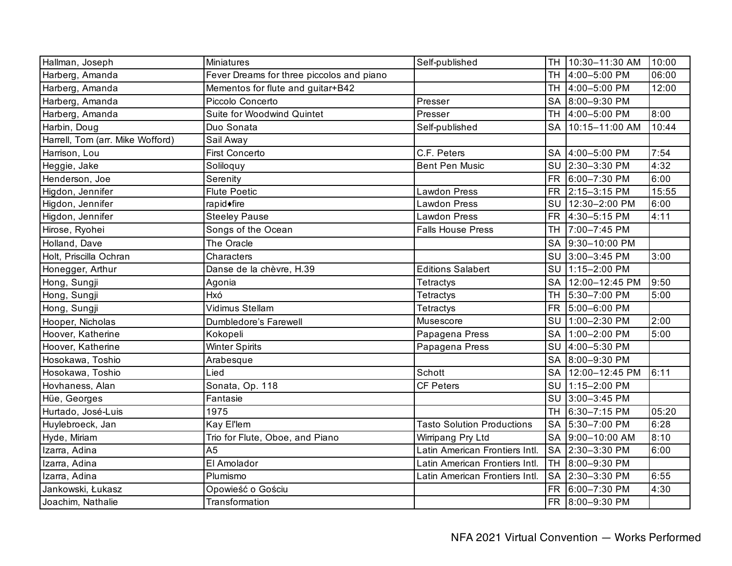| | | | | | |
|---|---|---|---|---|---|
| Hallman, Joseph | Miniatures | Self-published | TH | 10:30–11:30 AM | 10:00 |
| Harberg, Amanda | Fever Dreams for three piccolos and piano | | TH | 4:00–5:00 PM | 06:00 |
| Harberg, Amanda | Mementos for flute and guitar+B42 | | TH | 4:00–5:00 PM | 12:00 |
| Harberg, Amanda | Piccolo Concerto | Presser | SA | 8:00–9:30 PM | |
| Harberg, Amanda | Suite for Woodwind Quintet | Presser | TH | 4:00–5:00 PM | 8:00 |
| Harbin, Doug | Duo Sonata | Self-published | SA | 10:15–11:00 AM | 10:44 |
| Harrell, Tom (arr. Mike Wofford) | Sail Away | | | | |
| Harrison, Lou | First Concerto | C.F. Peters | SA | 4:00–5:00 PM | 7:54 |
| Heggie, Jake | Soliloquy | Bent Pen Music | SU | 2:30–3:30 PM | 4:32 |
| Henderson, Joe | Serenity | | FR | 6:00–7:30 PM | 6:00 |
| Higdon, Jennifer | Flute Poetic | Lawdon Press | FR | 2:15–3:15 PM | 15:55 |
| Higdon, Jennifer | rapid♦fire | Lawdon Press | SU | 12:30–2:00 PM | 6:00 |
| Higdon, Jennifer | Steeley Pause | Lawdon Press | FR | 4:30–5:15 PM | 4:11 |
| Hirose, Ryohei | Songs of the Ocean | Falls House Press | TH | 7:00–7:45 PM | |
| Holland, Dave | The Oracle | | SA | 9:30–10:00 PM | |
| Holt, Priscilla Ochran | Characters | | SU | 3:00–3:45 PM | 3:00 |
| Honegger, Arthur | Danse de la chèvre, H.39 | Editions Salabert | SU | 1:15–2:00 PM | |
| Hong, Sungji | Agonia | Tetractys | SA | 12:00–12:45 PM | 9:50 |
| Hong, Sungji | Hxó | Tetractys | TH | 5:30–7:00 PM | 5:00 |
| Hong, Sungji | Vidimus Stellam | Tetractys | FR | 5:00–6:00 PM | |
| Hooper, Nicholas | Dumbledore's Farewell | Musescore | SU | 1:00–2:30 PM | 2:00 |
| Hoover, Katherine | Kokopeli | Papagena Press | SA | 1:00–2:00 PM | 5:00 |
| Hoover, Katherine | Winter Spirits | Papagena Press | SU | 4:00–5:30 PM | |
| Hosokawa, Toshio | Arabesque | | SA | 8:00–9:30 PM | |
| Hosokawa, Toshio | Lied | Schott | SA | 12:00–12:45 PM | 6:11 |
| Hovhaness, Alan | Sonata, Op. 118 | CF Peters | SU | 1:15–2:00 PM | |
| Hüe, Georges | Fantasie | | SU | 3:00–3:45 PM | |
| Hurtado, José-Luis | 1975 | | TH | 6:30–7:15 PM | 05:20 |
| Huylebroeck, Jan | Kay El'lem | Tasto Solution Productions | SA | 5:30–7:00 PM | 6:28 |
| Hyde, Miriam | Trio for Flute, Oboe, and Piano | Wirripang Pry Ltd | SA | 9:00–10:00 AM | 8:10 |
| Izarra, Adina | A5 | Latin American Frontiers Intl. | SA | 2:30–3:30 PM | 6:00 |
| Izarra, Adina | El Amolador | Latin American Frontiers Intl. | TH | 8:00–9:30 PM | |
| Izarra, Adina | Plumismo | Latin American Frontiers Intl. | SA | 2:30–3:30 PM | 6:55 |
| Jankowski, Łukasz | Opowieść o Gościu | | FR | 6:00–7:30 PM | 4:30 |
| Joachim, Nathalie | Transformation | | FR | 8:00–9:30 PM | |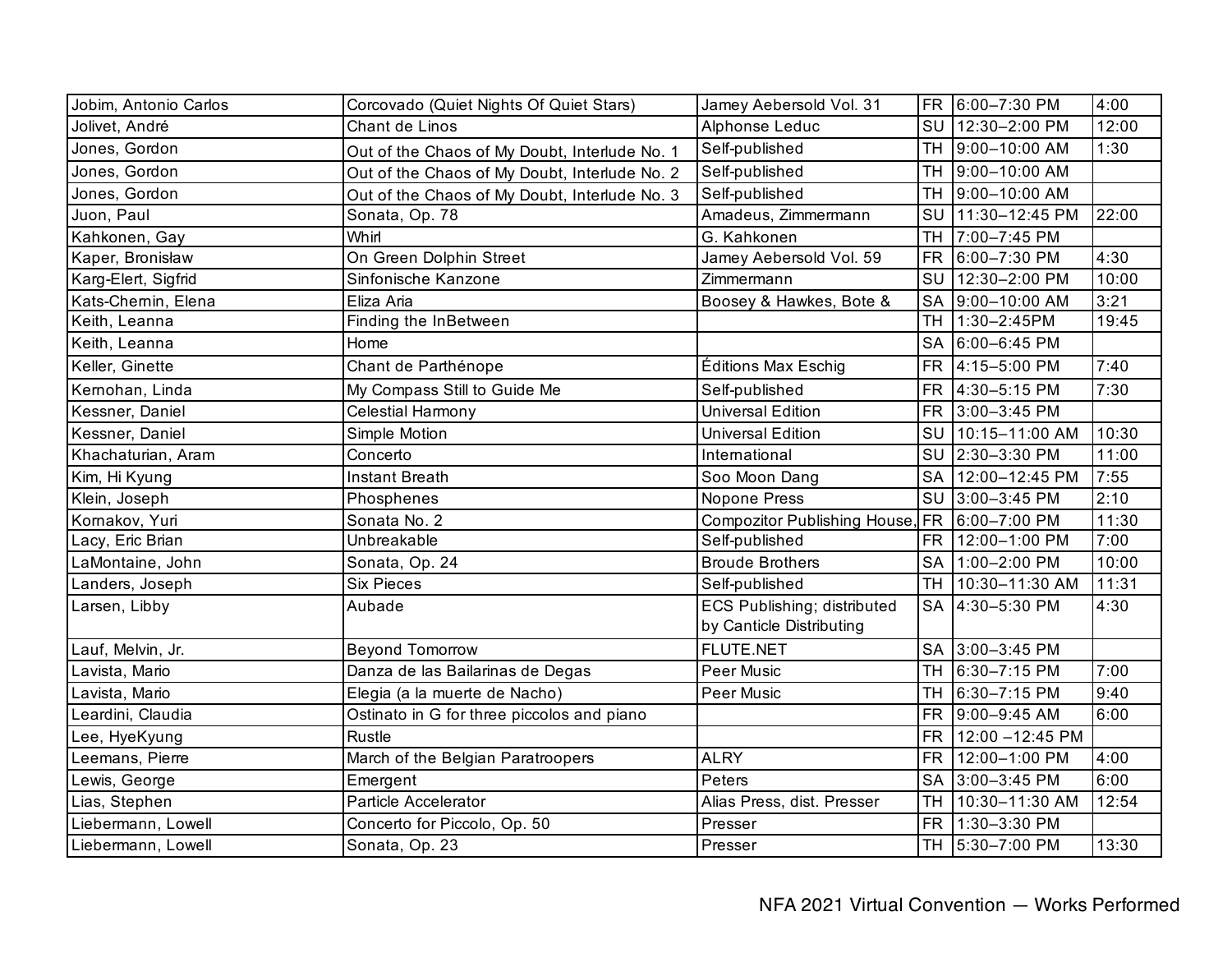| | | | | | |
|---|---|---|---|---|---|
| Jobim, Antonio Carlos | Corcovado (Quiet Nights Of Quiet Stars) | Jamey Aebersold Vol. 31 | FR | 6:00–7:30 PM | 4:00 |
| Jolivet, André | Chant de Linos | Alphonse Leduc | SU | 12:30–2:00 PM | 12:00 |
| Jones, Gordon | Out of the Chaos of My Doubt, Interlude No. 1 | Self-published | TH | 9:00–10:00 AM | 1:30 |
| Jones, Gordon | Out of the Chaos of My Doubt, Interlude No. 2 | Self-published | TH | 9:00–10:00 AM | |
| Jones, Gordon | Out of the Chaos of My Doubt, Interlude No. 3 | Self-published | TH | 9:00–10:00 AM | |
| Juon, Paul | Sonata, Op. 78 | Amadeus, Zimmermann | SU | 11:30–12:45 PM | 22:00 |
| Kahkonen, Gay | Whirl | G. Kahkonen | TH | 7:00–7:45 PM | |
| Kaper, Bronisław | On Green Dolphin Street | Jamey Aebersold Vol. 59 | FR | 6:00–7:30 PM | 4:30 |
| Karg-Elert, Sigfrid | Sinfonische Kanzone | Zimmermann | SU | 12:30–2:00 PM | 10:00 |
| Kats-Chernin, Elena | Eliza Aria | Boosey & Hawkes, Bote & | SA | 9:00–10:00 AM | 3:21 |
| Keith, Leanna | Finding the InBetween | | TH | 1:30–2:45PM | 19:45 |
| Keith, Leanna | Home | | SA | 6:00–6:45 PM | |
| Keller, Ginette | Chant de Parthénope | Éditions Max Eschig | FR | 4:15–5:00 PM | 7:40 |
| Kernohan, Linda | My Compass Still to Guide Me | Self-published | FR | 4:30–5:15 PM | 7:30 |
| Kessner, Daniel | Celestial Harmony | Universal Edition | FR | 3:00–3:45 PM | |
| Kessner, Daniel | Simple Motion | Universal Edition | SU | 10:15–11:00 AM | 10:30 |
| Khachaturian, Aram | Concerto | International | SU | 2:30–3:30 PM | 11:00 |
| Kim, Hi Kyung | Instant Breath | Soo Moon Dang | SA | 12:00–12:45 PM | 7:55 |
| Klein, Joseph | Phosphenes | Nopone Press | SU | 3:00–3:45 PM | 2:10 |
| Kornakov, Yuri | Sonata No. 2 | Compozitor Publishing House, | FR | 6:00–7:00 PM | 11:30 |
| Lacy, Eric Brian | Unbreakable | Self-published | FR | 12:00–1:00 PM | 7:00 |
| LaMontaine, John | Sonata, Op. 24 | Broude Brothers | SA | 1:00–2:00 PM | 10:00 |
| Landers, Joseph | Six Pieces | Self-published | TH | 10:30–11:30 AM | 11:31 |
| Larsen, Libby | Aubade | ECS Publishing; distributed by Canticle Distributing | SA | 4:30–5:30 PM | 4:30 |
| Lauf, Melvin, Jr. | Beyond Tomorrow | FLUTE.NET | SA | 3:00–3:45 PM | |
| Lavista, Mario | Danza de las Bailarinas de Degas | Peer Music | TH | 6:30–7:15 PM | 7:00 |
| Lavista, Mario | Elegia (a la muerte de Nacho) | Peer Music | TH | 6:30–7:15 PM | 9:40 |
| Leardini, Claudia | Ostinato in G for three piccolos and piano | | FR | 9:00–9:45 AM | 6:00 |
| Lee, HyeKyung | Rustle | | FR | 12:00 –12:45 PM | |
| Leemans, Pierre | March of the Belgian Paratroopers | ALRY | FR | 12:00–1:00 PM | 4:00 |
| Lewis, George | Emergent | Peters | SA | 3:00–3:45 PM | 6:00 |
| Lias, Stephen | Particle Accelerator | Alias Press, dist. Presser | TH | 10:30–11:30 AM | 12:54 |
| Liebermann, Lowell | Concerto for Piccolo, Op. 50 | Presser | FR | 1:30–3:30 PM | |
| Liebermann, Lowell | Sonata, Op. 23 | Presser | TH | 5:30–7:00 PM | 13:30 |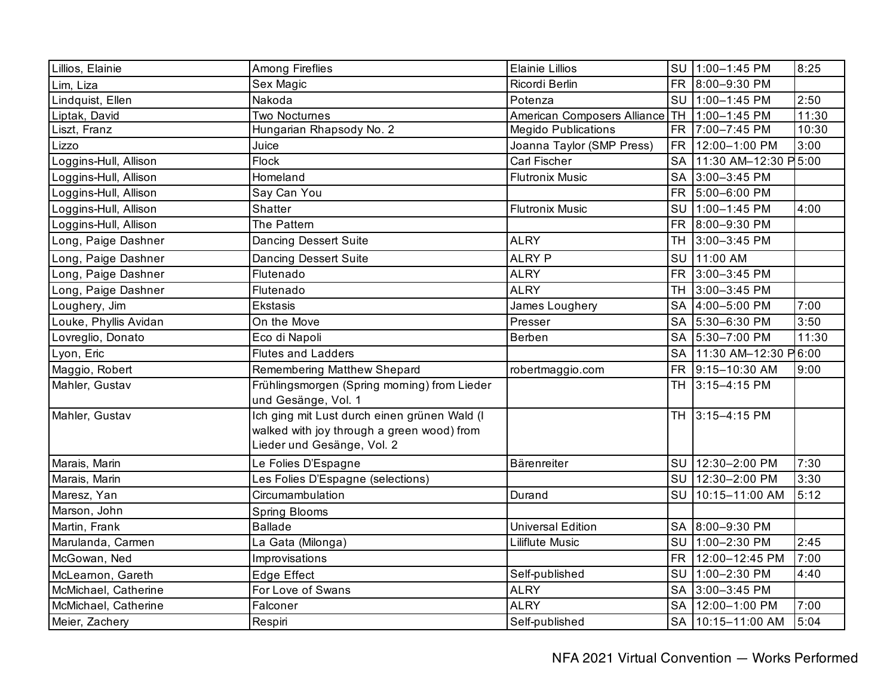| | | | | | |
|---|---|---|---|---|---|
| Lillios, Elainie | Among Fireflies | Elainie Lillios | SU | 1:00–1:45 PM | 8:25 |
| Lim, Liza | Sex Magic | Ricordi Berlin | FR | 8:00–9:30 PM | |
| Lindquist, Ellen | Nakoda | Potenza | SU | 1:00–1:45 PM | 2:50 |
| Liptak, David | Two Nocturnes | American Composers Alliance | TH | 1:00–1:45 PM | 11:30 |
| Liszt, Franz | Hungarian Rhapsody No. 2 | Megido Publications | FR | 7:00–7:45 PM | 10:30 |
| Lizzo | Juice | Joanna Taylor (SMP Press) | FR | 12:00–1:00 PM | 3:00 |
| Loggins-Hull, Allison | Flock | Carl Fischer | SA | 11:30 AM–12:30 P | 5:00 |
| Loggins-Hull, Allison | Homeland | Flutronix Music | SA | 3:00–3:45 PM | |
| Loggins-Hull, Allison | Say Can You | | FR | 5:00–6:00 PM | |
| Loggins-Hull, Allison | Shatter | Flutronix Music | SU | 1:00–1:45 PM | 4:00 |
| Loggins-Hull, Allison | The Pattern | | FR | 8:00–9:30 PM | |
| Long, Paige Dashner | Dancing Dessert Suite | ALRY | TH | 3:00–3:45 PM | |
| Long, Paige Dashner | Dancing Dessert Suite | ALRY P | SU | 11:00 AM | |
| Long, Paige Dashner | Flutenado | ALRY | FR | 3:00–3:45 PM | |
| Long, Paige Dashner | Flutenado | ALRY | TH | 3:00–3:45 PM | |
| Loughery, Jim | Ekstasis | James Loughery | SA | 4:00–5:00 PM | 7:00 |
| Louke, Phyllis Avidan | On the Move | Presser | SA | 5:30–6:30 PM | 3:50 |
| Lovreglio, Donato | Eco di Napoli | Berben | SA | 5:30–7:00 PM | 11:30 |
| Lyon, Eric | Flutes and Ladders | | SA | 11:30 AM–12:30 P | 6:00 |
| Maggio, Robert | Remembering Matthew Shepard | robertmaggio.com | FR | 9:15–10:30 AM | 9:00 |
| Mahler, Gustav | Frühlingsmorgen (Spring morning) from Lieder und Gesänge, Vol. 1 | | TH | 3:15–4:15 PM | |
| Mahler, Gustav | Ich ging mit Lust durch einen grünen Wald (I walked with joy through a green wood) from Lieder und Gesänge, Vol. 2 | | TH | 3:15–4:15 PM | |
| Marais, Marin | Le Folies D'Espagne | Bärenreiter | SU | 12:30–2:00 PM | 7:30 |
| Marais, Marin | Les Folies D'Espagne (selections) | | SU | 12:30–2:00 PM | 3:30 |
| Maresz, Yan | Circumambulation | Durand | SU | 10:15–11:00 AM | 5:12 |
| Marson, John | Spring Blooms | | | | |
| Martin, Frank | Ballade | Universal Edition | SA | 8:00–9:30 PM | |
| Marulanda, Carmen | La Gata (Milonga) | Liliflute Music | SU | 1:00–2:30 PM | 2:45 |
| McGowan, Ned | Improvisations | | FR | 12:00–12:45 PM | 7:00 |
| McLearnon, Gareth | Edge Effect | Self-published | SU | 1:00–2:30 PM | 4:40 |
| McMichael, Catherine | For Love of Swans | ALRY | SA | 3:00–3:45 PM | |
| McMichael, Catherine | Falconer | ALRY | SA | 12:00–1:00 PM | 7:00 |
| Meier, Zachery | Respiri | Self-published | SA | 10:15–11:00 AM | 5:04 |

NFA 2021 Virtual Convention — Works Performed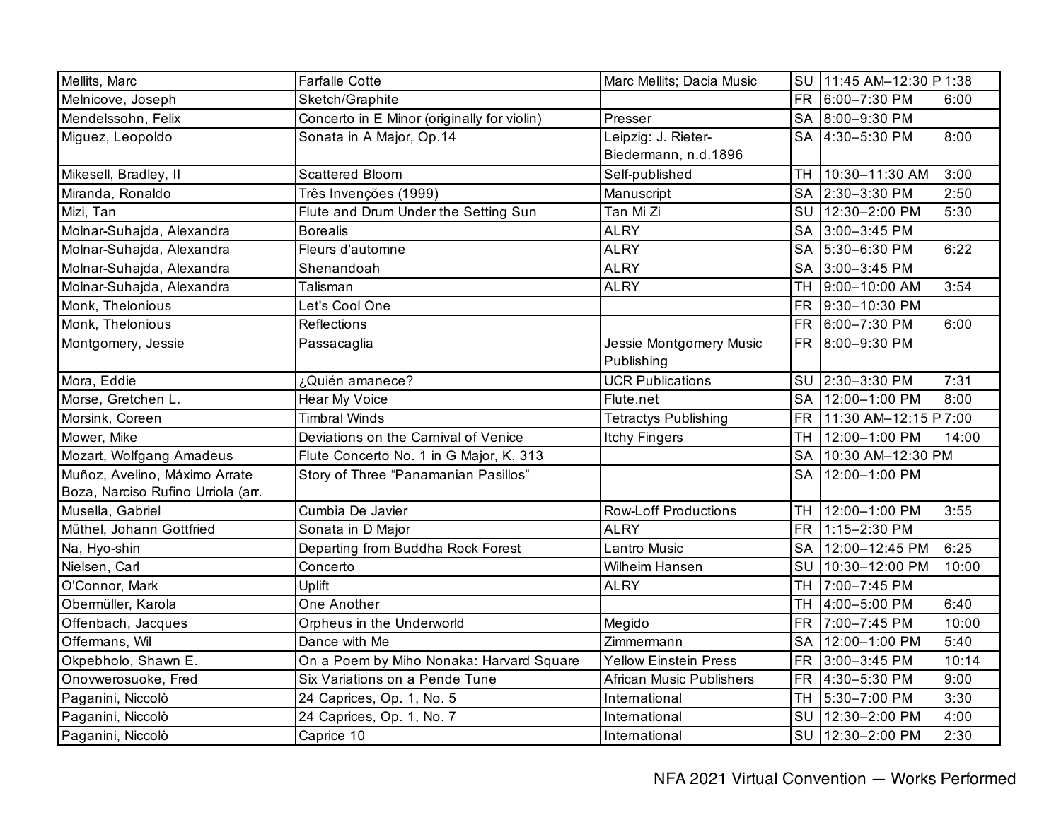| | | | | | |
|---|---|---|---|---|---|
| Mellits, Marc | Farfalle Cotte | Marc Mellits; Dacia Music | SU | 11:45 AM–12:30 P | 1:38 |
| Melnicove, Joseph | Sketch/Graphite | | FR | 6:00–7:30 PM | 6:00 |
| Mendelssohn, Felix | Concerto in E Minor (originally for violin) | Presser | SA | 8:00–9:30 PM | |
| Miguez, Leopoldo | Sonata in A Major, Op.14 | Leipzig: J. Rieter-Biedermann, n.d.1896 | SA | 4:30–5:30 PM | 8:00 |
| Mikesell, Bradley, II | Scattered Bloom | Self-published | TH | 10:30–11:30 AM | 3:00 |
| Miranda, Ronaldo | Três Invenções (1999) | Manuscript | SA | 2:30–3:30 PM | 2:50 |
| Mizi, Tan | Flute and Drum Under the Setting Sun | Tan Mi Zi | SU | 12:30–2:00 PM | 5:30 |
| Molnar-Suhajda, Alexandra | Borealis | ALRY | SA | 3:00–3:45 PM | |
| Molnar-Suhajda, Alexandra | Fleurs d'automne | ALRY | SA | 5:30–6:30 PM | 6:22 |
| Molnar-Suhajda, Alexandra | Shenandoah | ALRY | SA | 3:00–3:45 PM | |
| Molnar-Suhajda, Alexandra | Talisman | ALRY | TH | 9:00–10:00 AM | 3:54 |
| Monk, Thelonious | Let's Cool One | | FR | 9:30–10:30 PM | |
| Monk, Thelonious | Reflections | | FR | 6:00–7:30 PM | 6:00 |
| Montgomery, Jessie | Passacaglia | Jessie Montgomery Music Publishing | FR | 8:00–9:30 PM | |
| Mora, Eddie | ¿Quién amanece? | UCR Publications | SU | 2:30–3:30 PM | 7:31 |
| Morse, Gretchen L. | Hear My Voice | Flute.net | SA | 12:00–1:00 PM | 8:00 |
| Morsink, Coreen | Timbral Winds | Tetractys Publishing | FR | 11:30 AM–12:15 P | 7:00 |
| Mower, Mike | Deviations on the Carnival of Venice | Itchy Fingers | TH | 12:00–1:00 PM | 14:00 |
| Mozart, Wolfgang Amadeus | Flute Concerto No. 1 in G Major, K. 313 | | SA | 10:30 AM–12:30 PM | |
| Muñoz, Avelino, Máximo Arrate Boza, Narciso Rufino Urriola (arr. | Story of Three "Panamanian Pasillos" | | SA | 12:00–1:00 PM | |
| Musella, Gabriel | Cumbia De Javier | Row-Loff Productions | TH | 12:00–1:00 PM | 3:55 |
| Müthel, Johann Gottfried | Sonata in D Major | ALRY | FR | 1:15–2:30 PM | |
| Na, Hyo-shin | Departing from Buddha Rock Forest | Lantro Music | SA | 12:00–12:45 PM | 6:25 |
| Nielsen, Carl | Concerto | Wilheim Hansen | SU | 10:30–12:00 PM | 10:00 |
| O'Connor, Mark | Uplift | ALRY | TH | 7:00–7:45 PM | |
| Obermüller, Karola | One Another | | TH | 4:00–5:00 PM | 6:40 |
| Offenbach, Jacques | Orpheus in the Underworld | Megido | FR | 7:00–7:45 PM | 10:00 |
| Offermans, Wil | Dance with Me | Zimmermann | SA | 12:00–1:00 PM | 5:40 |
| Okpebholo, Shawn E. | On a Poem by Miho Nonaka: Harvard Square | Yellow Einstein Press | FR | 3:00–3:45 PM | 10:14 |
| Onovwerosuoke, Fred | Six Variations on a Pende Tune | African Music Publishers | FR | 4:30–5:30 PM | 9:00 |
| Paganini, Niccolò | 24 Caprices, Op. 1, No. 5 | International | TH | 5:30–7:00 PM | 3:30 |
| Paganini, Niccolò | 24 Caprices, Op. 1, No. 7 | International | SU | 12:30–2:00 PM | 4:00 |
| Paganini, Niccolò | Caprice 10 | International | SU | 12:30–2:00 PM | 2:30 |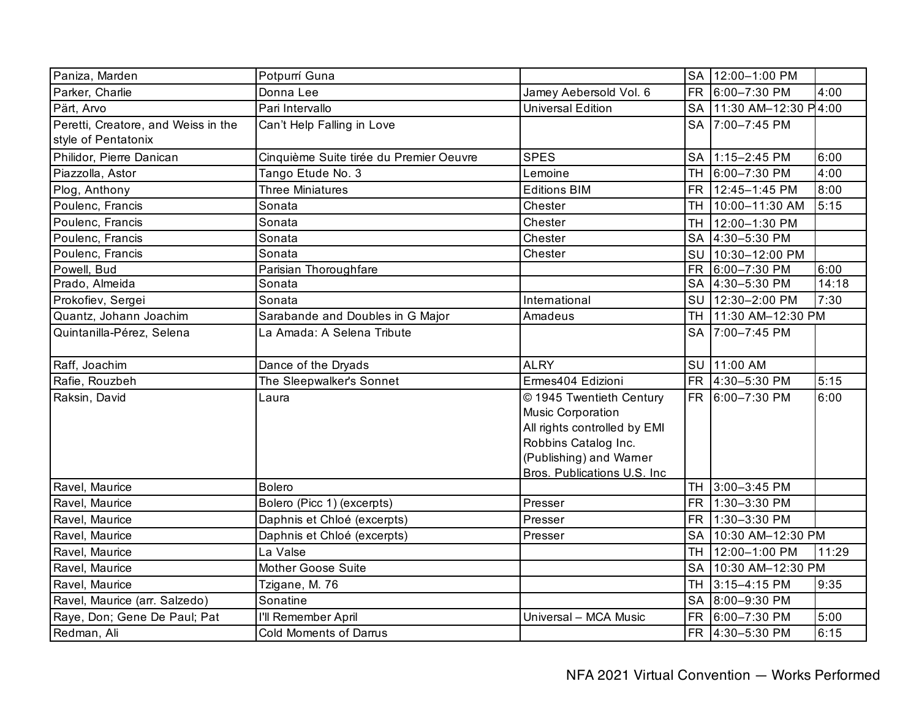| Paniza, Marden | Potpurrí Guna | | SA | 12:00–1:00 PM | |
|---|---|---|---|---|---|
| Parker, Charlie | Donna Lee | Jamey Aebersold Vol. 6 | FR | 6:00–7:30 PM | 4:00 |
| Pärt, Arvo | Pari Intervallo | Universal Edition | SA | 11:30 AM–12:30 P | 4:00 |
| Peretti, Creatore, and Weiss in the style of Pentatonix | Can't Help Falling in Love | | SA | 7:00–7:45 PM | |
| Philidor, Pierre Danican | Cinquième Suite tirée du Premier Oeuvre | SPES | SA | 1:15–2:45 PM | 6:00 |
| Piazzolla, Astor | Tango Etude No. 3 | Lemoine | TH | 6:00–7:30 PM | 4:00 |
| Plog, Anthony | Three Miniatures | Editions BIM | FR | 12:45–1:45 PM | 8:00 |
| Poulenc, Francis | Sonata | Chester | TH | 10:00–11:30 AM | 5:15 |
| Poulenc, Francis | Sonata | Chester | TH | 12:00–1:30 PM | |
| Poulenc, Francis | Sonata | Chester | SA | 4:30–5:30 PM | |
| Poulenc, Francis | Sonata | Chester | SU | 10:30–12:00 PM | |
| Powell, Bud | Parisian Thoroughfare | | FR | 6:00–7:30 PM | 6:00 |
| Prado, Almeida | Sonata | | SA | 4:30–5:30 PM | 14:18 |
| Prokofiev, Sergei | Sonata | International | SU | 12:30–2:00 PM | 7:30 |
| Quantz, Johann Joachim | Sarabande and Doubles in G Major | Amadeus | TH | 11:30 AM–12:30 PM | |
| Quintanilla-Pérez, Selena | La Amada: A Selena Tribute | | SA | 7:00–7:45 PM | |
| Raff, Joachim | Dance of the Dryads | ALRY | SU | 11:00 AM | |
| Rafie, Rouzbeh | The Sleepwalker's Sonnet | Ermes404 Edizioni | FR | 4:30–5:30 PM | 5:15 |
| Raksin, David | Laura | © 1945 Twentieth Century Music Corporation All rights controlled by EMI Robbins Catalog Inc. (Publishing) and Warner Bros. Publications U.S. Inc | FR | 6:00–7:30 PM | 6:00 |
| Ravel, Maurice | Bolero | | TH | 3:00–3:45 PM | |
| Ravel, Maurice | Bolero (Picc 1) (excerpts) | Presser | FR | 1:30–3:30 PM | |
| Ravel, Maurice | Daphnis et Chloé (excerpts) | Presser | FR | 1:30–3:30 PM | |
| Ravel, Maurice | Daphnis et Chloé (excerpts) | Presser | SA | 10:30 AM–12:30 PM | |
| Ravel, Maurice | La Valse | | TH | 12:00–1:00 PM | 11:29 |
| Ravel, Maurice | Mother Goose Suite | | SA | 10:30 AM–12:30 PM | |
| Ravel, Maurice | Tzigane, M. 76 | | TH | 3:15–4:15 PM | 9:35 |
| Ravel, Maurice (arr. Salzedo) | Sonatine | | SA | 8:00–9:30 PM | |
| Raye, Don; Gene De Paul; Pat | I'll Remember April | Universal – MCA Music | FR | 6:00–7:30 PM | 5:00 |
| Redman, Ali | Cold Moments of Darrus | | FR | 4:30–5:30 PM | 6:15 |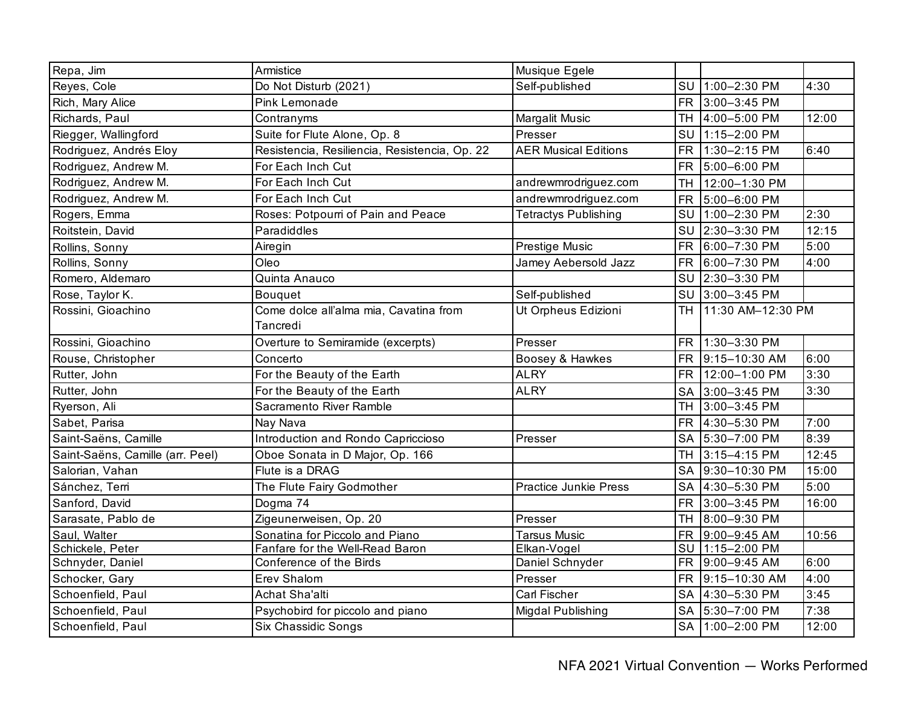| Repa, Jim | Armistice | Musique Egele | | | |
|---|---|---|---|---|---|
| Reyes, Cole | Do Not Disturb (2021) | Self-published | SU | 1:00–2:30 PM | 4:30 |
| Rich, Mary Alice | Pink Lemonade | | FR | 3:00–3:45 PM | |
| Richards, Paul | Contranyms | Margalit Music | TH | 4:00–5:00 PM | 12:00 |
| Riegger, Wallingford | Suite for Flute Alone, Op. 8 | Presser | SU | 1:15–2:00 PM | |
| Rodriguez, Andrés Eloy | Resistencia, Resiliencia, Resistencia, Op. 22 | AER Musical Editions | FR | 1:30–2:15 PM | 6:40 |
| Rodriguez, Andrew M. | For Each Inch Cut | | FR | 5:00–6:00 PM | |
| Rodriguez, Andrew M. | For Each Inch Cut | andrewmrodriguez.com | TH | 12:00–1:30 PM | |
| Rodriguez, Andrew M. | For Each Inch Cut | andrewmrodriguez.com | FR | 5:00–6:00 PM | |
| Rogers, Emma | Roses: Potpourri of Pain and Peace | Tetractys Publishing | SU | 1:00–2:30 PM | 2:30 |
| Roitstein, David | Paradiddles | | SU | 2:30–3:30 PM | 12:15 |
| Rollins, Sonny | Airegin | Prestige Music | FR | 6:00–7:30 PM | 5:00 |
| Rollins, Sonny | Oleo | Jamey Aebersold Jazz | FR | 6:00–7:30 PM | 4:00 |
| Romero, Aldemaro | Quinta Anauco | | SU | 2:30–3:30 PM | |
| Rose, Taylor K. | Bouquet | Self-published | SU | 3:00–3:45 PM | |
| Rossini, Gioachino | Come dolce all'alma mia, Cavatina from Tancredi | Ut Orpheus Edizioni | TH | 11:30 AM–12:30 PM | |
| Rossini, Gioachino | Overture to Semiramide (excerpts) | Presser | FR | 1:30–3:30 PM | |
| Rouse, Christopher | Concerto | Boosey & Hawkes | FR | 9:15–10:30 AM | 6:00 |
| Rutter, John | For the Beauty of the Earth | ALRY | FR | 12:00–1:00 PM | 3:30 |
| Rutter, John | For the Beauty of the Earth | ALRY | SA | 3:00–3:45 PM | 3:30 |
| Ryerson, Ali | Sacramento River Ramble | | TH | 3:00–3:45 PM | |
| Sabet, Parisa | Nay Nava | | FR | 4:30–5:30 PM | 7:00 |
| Saint-Saëns, Camille | Introduction and Rondo Capriccioso | Presser | SA | 5:30–7:00 PM | 8:39 |
| Saint-Saëns, Camille (arr. Peel) | Oboe Sonata in D Major, Op. 166 | | TH | 3:15–4:15 PM | 12:45 |
| Salorian, Vahan | Flute is a DRAG | | SA | 9:30–10:30 PM | 15:00 |
| Sánchez, Terri | The Flute Fairy Godmother | Practice Junkie Press | SA | 4:30–5:30 PM | 5:00 |
| Sanford, David | Dogma 74 | | FR | 3:00–3:45 PM | 16:00 |
| Sarasate, Pablo de | Zigeunerweisen, Op. 20 | Presser | TH | 8:00–9:30 PM | |
| Saul, Walter | Sonatina for Piccolo and Piano | Tarsus Music | FR | 9:00–9:45 AM | 10:56 |
| Schickele, Peter | Fanfare for the Well-Read Baron | Elkan-Vogel | SU | 1:15–2:00 PM | |
| Schnyder, Daniel | Conference of the Birds | Daniel Schnyder | FR | 9:00–9:45 AM | 6:00 |
| Schocker, Gary | Erev Shalom | Presser | FR | 9:15–10:30 AM | 4:00 |
| Schoenfield, Paul | Achat Sha'alti | Carl Fischer | SA | 4:30–5:30 PM | 3:45 |
| Schoenfield, Paul | Psychobird for piccolo and piano | Migdal Publishing | SA | 5:30–7:00 PM | 7:38 |
| Schoenfield, Paul | Six Chassidic Songs | | SA | 1:00–2:00 PM | 12:00 |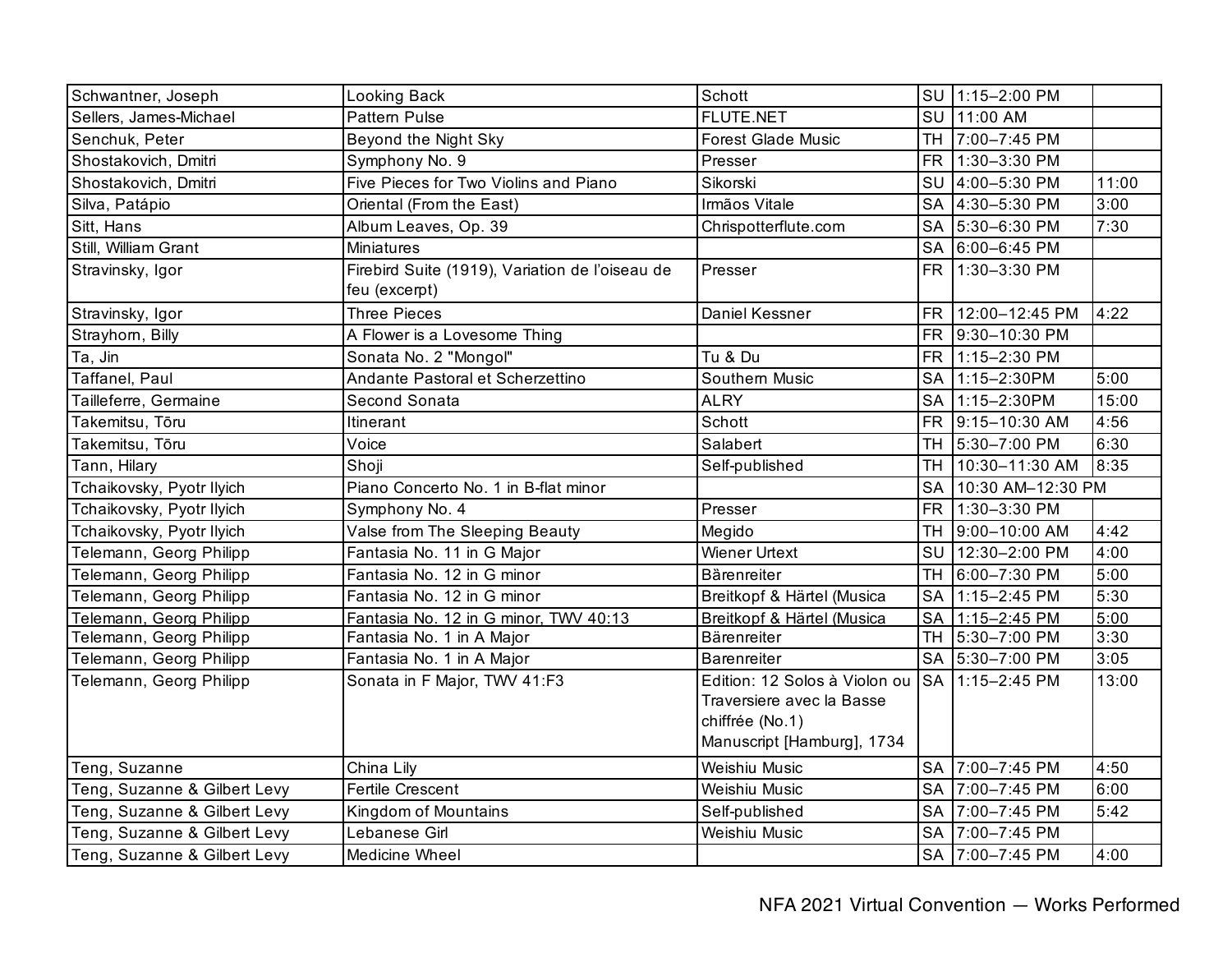| | | | | | |
|---|---|---|---|---|---|
| Schwantner, Joseph | Looking Back | Schott | SU | 1:15–2:00 PM | |
| Sellers, James-Michael | Pattern Pulse | FLUTE.NET | SU | 11:00 AM | |
| Senchuk, Peter | Beyond the Night Sky | Forest Glade Music | TH | 7:00–7:45 PM | |
| Shostakovich, Dmitri | Symphony No. 9 | Presser | FR | 1:30–3:30 PM | |
| Shostakovich, Dmitri | Five Pieces for Two Violins and Piano | Sikorski | SU | 4:00–5:30 PM | 11:00 |
| Silva, Patápio | Oriental (From the East) | Irmãos Vitale | SA | 4:30–5:30 PM | 3:00 |
| Sitt, Hans | Album Leaves, Op. 39 | Chrispotterflute.com | SA | 5:30–6:30 PM | 7:30 |
| Still, William Grant | Miniatures | | SA | 6:00–6:45 PM | |
| Stravinsky, Igor | Firebird Suite (1919), Variation de l'oiseau de feu (excerpt) | Presser | FR | 1:30–3:30 PM | |
| Stravinsky, Igor | Three Pieces | Daniel Kessner | FR | 12:00–12:45 PM | 4:22 |
| Strayhorn, Billy | A Flower is a Lovesome Thing | | FR | 9:30–10:30 PM | |
| Ta, Jin | Sonata No. 2 "Mongol" | Tu & Du | FR | 1:15–2:30 PM | |
| Taffanel, Paul | Andante Pastoral et Scherzettino | Southern Music | SA | 1:15–2:30PM | 5:00 |
| Tailleferre, Germaine | Second Sonata | ALRY | SA | 1:15–2:30PM | 15:00 |
| Takemitsu, Tōru | Itinerant | Schott | FR | 9:15–10:30 AM | 4:56 |
| Takemitsu, Tōru | Voice | Salabert | TH | 5:30–7:00 PM | 6:30 |
| Tann, Hilary | Shoji | Self-published | TH | 10:30–11:30 AM | 8:35 |
| Tchaikovsky, Pyotr Ilyich | Piano Concerto No. 1 in B-flat minor | | SA | 10:30 AM–12:30 PM | |
| Tchaikovsky, Pyotr Ilyich | Symphony No. 4 | Presser | FR | 1:30–3:30 PM | |
| Tchaikovsky, Pyotr Ilyich | Valse from The Sleeping Beauty | Megido | TH | 9:00–10:00 AM | 4:42 |
| Telemann, Georg Philipp | Fantasia No. 11 in G Major | Wiener Urtext | SU | 12:30–2:00 PM | 4:00 |
| Telemann, Georg Philipp | Fantasia No. 12 in G minor | Bärenreiter | TH | 6:00–7:30 PM | 5:00 |
| Telemann, Georg Philipp | Fantasia No. 12 in G minor | Breitkopf & Härtel (Musica | SA | 1:15–2:45 PM | 5:30 |
| Telemann, Georg Philipp | Fantasia No. 12 in G minor, TWV 40:13 | Breitkopf & Härtel (Musica | SA | 1:15–2:45 PM | 5:00 |
| Telemann, Georg Philipp | Fantasia No. 1 in A Major | Bärenreiter | TH | 5:30–7:00 PM | 3:30 |
| Telemann, Georg Philipp | Fantasia No. 1 in A Major | Barenreiter | SA | 5:30–7:00 PM | 3:05 |
| Telemann, Georg Philipp | Sonata in F Major, TWV 41:F3 | Edition: 12 Solos à Violon ou Traversiere avec la Basse chiffrée (No.1) Manuscript [Hamburg], 1734 | SA | 1:15–2:45 PM | 13:00 |
| Teng, Suzanne | China Lily | Weishiu Music | SA | 7:00–7:45 PM | 4:50 |
| Teng, Suzanne & Gilbert Levy | Fertile Crescent | Weishiu Music | SA | 7:00–7:45 PM | 6:00 |
| Teng, Suzanne & Gilbert Levy | Kingdom of Mountains | Self-published | SA | 7:00–7:45 PM | 5:42 |
| Teng, Suzanne & Gilbert Levy | Lebanese Girl | Weishiu Music | SA | 7:00–7:45 PM | |
| Teng, Suzanne & Gilbert Levy | Medicine Wheel | | SA | 7:00–7:45 PM | 4:00 |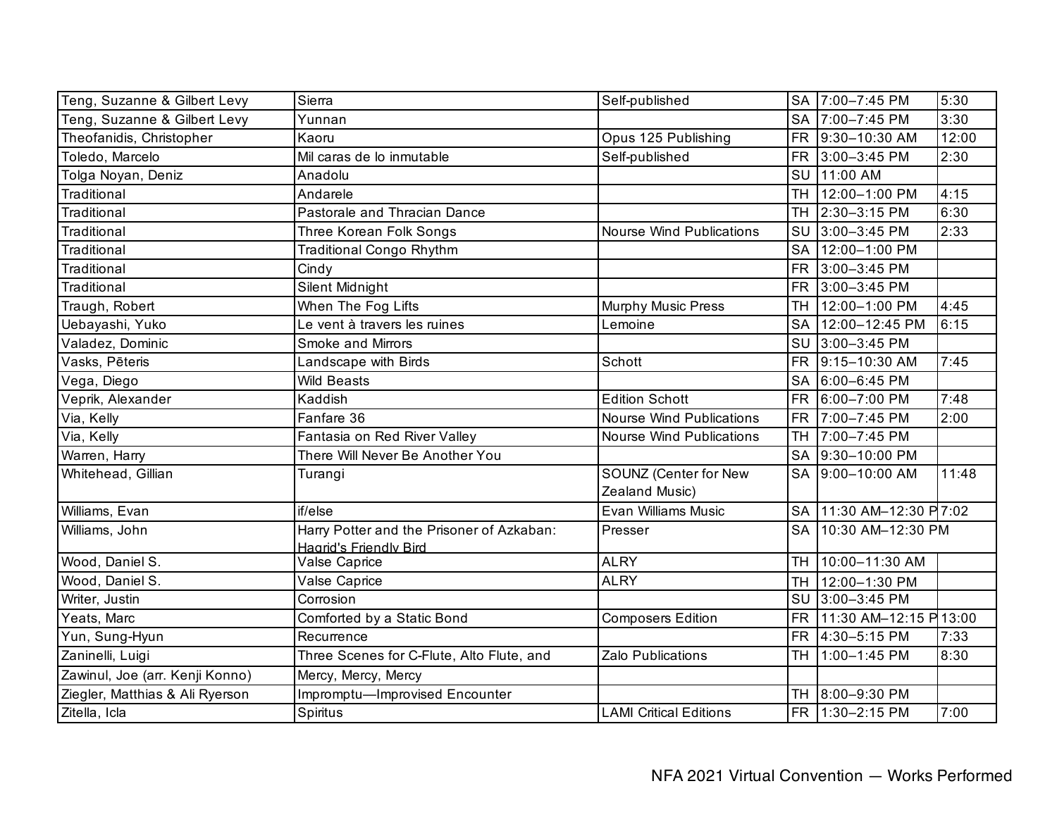| | | | | | |
|---|---|---|---|---|---|
| Teng, Suzanne & Gilbert Levy | Sierra | Self-published | SA | 7:00–7:45 PM | 5:30 |
| Teng, Suzanne & Gilbert Levy | Yunnan | | SA | 7:00–7:45 PM | 3:30 |
| Theofanidis, Christopher | Kaoru | Opus 125 Publishing | FR | 9:30–10:30 AM | 12:00 |
| Toledo, Marcelo | Mil caras de lo inmutable | Self-published | FR | 3:00–3:45 PM | 2:30 |
| Tolga Noyan, Deniz | Anadolu | | SU | 11:00 AM | |
| Traditional | Andarele | | TH | 12:00–1:00 PM | 4:15 |
| Traditional | Pastorale and Thracian Dance | | TH | 2:30–3:15 PM | 6:30 |
| Traditional | Three Korean Folk Songs | Nourse Wind Publications | SU | 3:00–3:45 PM | 2:33 |
| Traditional | Traditional Congo Rhythm | | SA | 12:00–1:00 PM | |
| Traditional | Cindy | | FR | 3:00–3:45 PM | |
| Traditional | Silent Midnight | | FR | 3:00–3:45 PM | |
| Traugh, Robert | When The Fog Lifts | Murphy Music Press | TH | 12:00–1:00 PM | 4:45 |
| Uebayashi, Yuko | Le vent à travers les ruines | Lemoine | SA | 12:00–12:45 PM | 6:15 |
| Valadez, Dominic | Smoke and Mirrors | | SU | 3:00–3:45 PM | |
| Vasks, Pēteris | Landscape with Birds | Schott | FR | 9:15–10:30 AM | 7:45 |
| Vega, Diego | Wild Beasts | | SA | 6:00–6:45 PM | |
| Veprik, Alexander | Kaddish | Edition Schott | FR | 6:00–7:00 PM | 7:48 |
| Via, Kelly | Fanfare 36 | Nourse Wind Publications | FR | 7:00–7:45 PM | 2:00 |
| Via, Kelly | Fantasia on Red River Valley | Nourse Wind Publications | TH | 7:00–7:45 PM | |
| Warren, Harry | There Will Never Be Another You | | SA | 9:30–10:00 PM | |
| Whitehead, Gillian | Turangi | SOUNZ (Center for New Zealand Music) | SA | 9:00–10:00 AM | 11:48 |
| Williams, Evan | if/else | Evan Williams Music | SA | 11:30 AM–12:30 P | 7:02 |
| Williams, John | Harry Potter and the Prisoner of Azkaban: Hagrid's Friendly Bird | Presser | SA | 10:30 AM–12:30 PM | |
| Wood, Daniel S. | Valse Caprice | ALRY | TH | 10:00–11:30 AM | |
| Wood, Daniel S. | Valse Caprice | ALRY | TH | 12:00–1:30 PM | |
| Writer, Justin | Corrosion | | SU | 3:00–3:45 PM | |
| Yeats, Marc | Comforted by a Static Bond | Composers Edition | FR | 11:30 AM–12:15 P | 13:00 |
| Yun, Sung-Hyun | Recurrence | | FR | 4:30–5:15 PM | 7:33 |
| Zaninelli, Luigi | Three Scenes for C-Flute, Alto Flute, and | Zalo Publications | TH | 1:00–1:45 PM | 8:30 |
| Zawinul, Joe (arr. Kenji Konno) | Mercy, Mercy, Mercy | | | | |
| Ziegler, Matthias & Ali Ryerson | Impromptu—Improvised Encounter | | TH | 8:00–9:30 PM | |
| Zitella, Icla | Spiritus | LAMI Critical Editions | FR | 1:30–2:15 PM | 7:00 |

NFA 2021 Virtual Convention — Works Performed